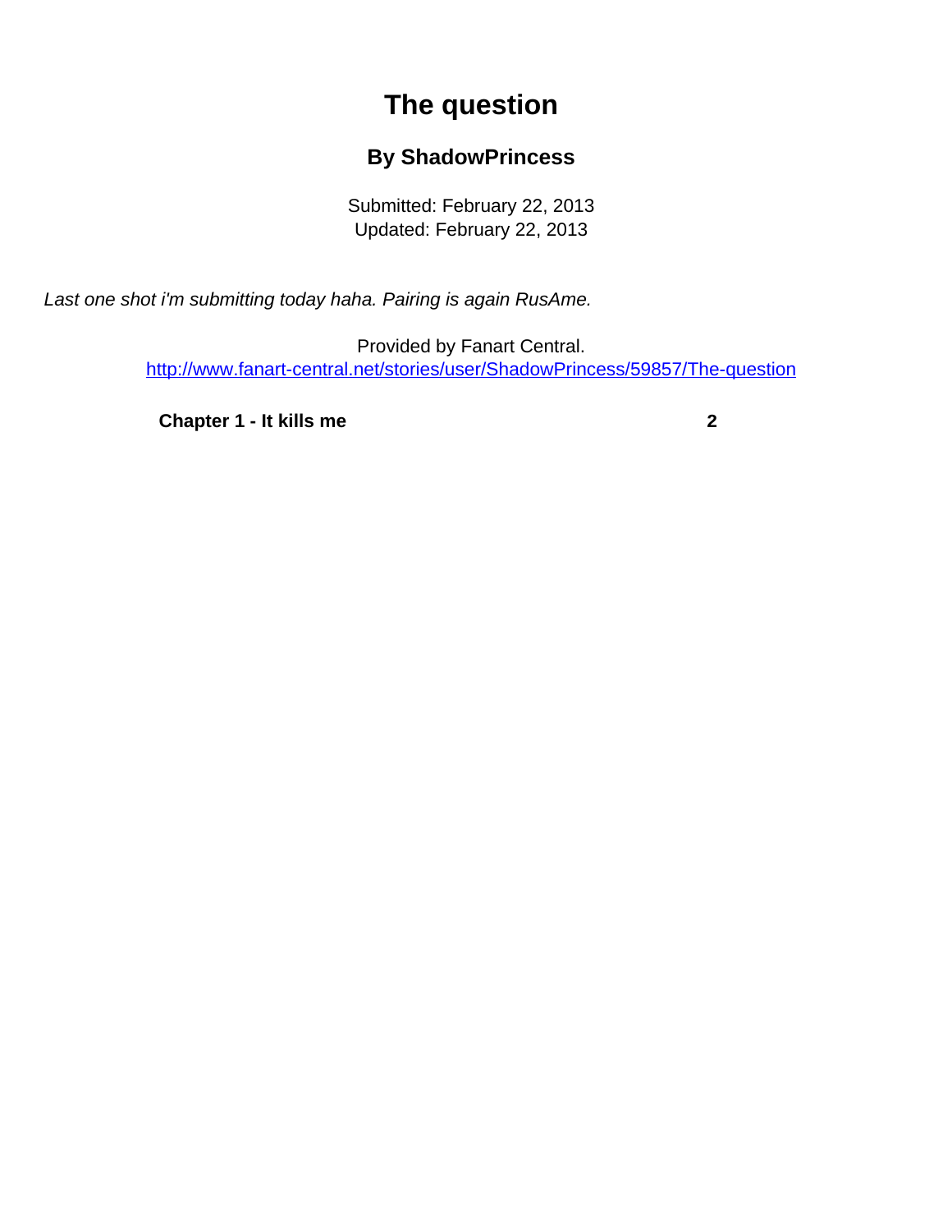# The question

### By ShadowPrincess

Submitted: February 22, 2013
Updated: February 22, 2013

*Last one shot i'm submitting today haha. Pairing is again RusAme.*

Provided by Fanart Central.
http://www.fanart-central.net/stories/user/ShadowPrincess/59857/The-question

| **Chapter 1 - It kills me** | **2** |
|---|---|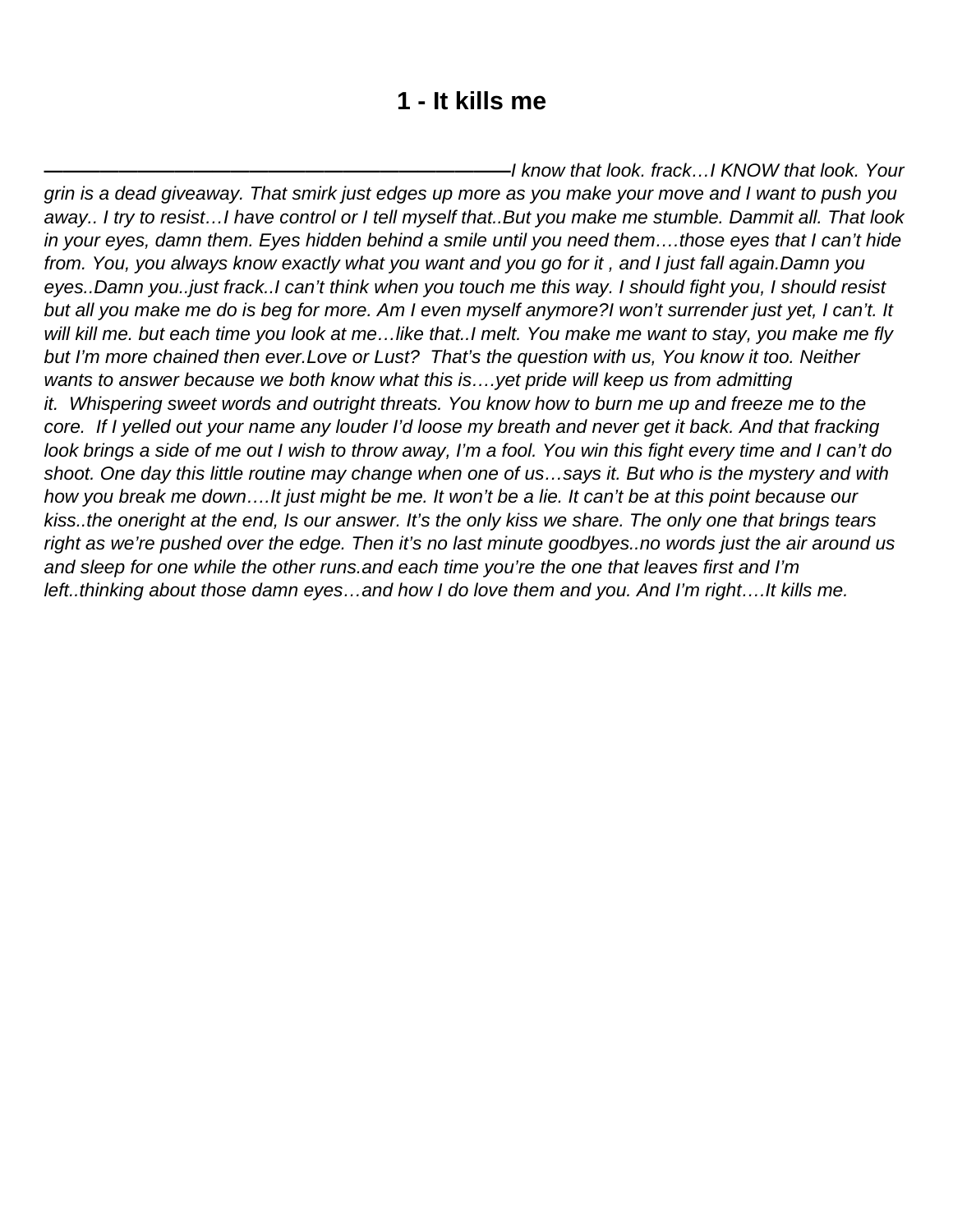# 1 - It kills me

*——————————————————————————————I know that look. frack…I KNOW that look. Your grin is a dead giveaway. That smirk just edges up more as you make your move and I want to push you away.. I try to resist…I have control or I tell myself that..But you make me stumble. Dammit all. That look in your eyes, damn them. Eyes hidden behind a smile until you need them….those eyes that I can't hide from. You, you always know exactly what you want and you go for it , and I just fall again.Damn you eyes..Damn you..just frack..I can't think when you touch me this way. I should fight you, I should resist but all you make me do is beg for more. Am I even myself anymore?I won't surrender just yet, I can't. It will kill me. but each time you look at me…like that..I melt. You make me want to stay, you make me fly but I'm more chained then ever.Love or Lust?  That's the question with us, You know it too. Neither wants to answer because we both know what this is….yet pride will keep us from admitting it.  Whispering sweet words and outright threats. You know how to burn me up and freeze me to the core.  If I yelled out your name any louder I'd loose my breath and never get it back. And that fracking look brings a side of me out I wish to throw away, I'm a fool. You win this fight every time and I can't do shoot. One day this little routine may change when one of us…says it. But who is the mystery and with how you break me down….It just might be me. It won't be a lie. It can't be at this point because our kiss..the oneright at the end, Is our answer. It's the only kiss we share. The only one that brings tears right as we're pushed over the edge. Then it's no last minute goodbyes..no words just the air around us and sleep for one while the other runs.and each time you're the one that leaves first and I'm left..thinking about those damn eyes…and how I do love them and you. And I'm right….It kills me.*